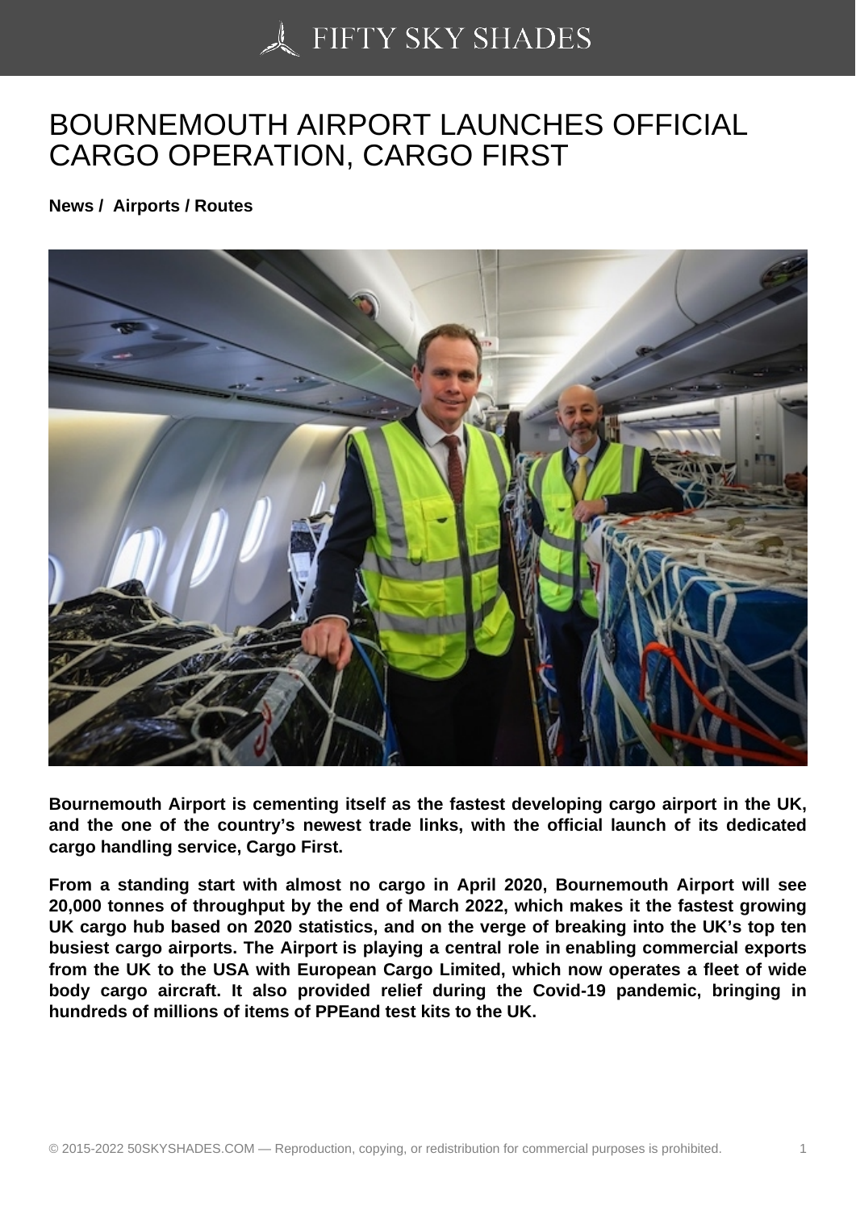# BOURNEMOUTH AIRPORT LAUNCHES OFFICIAL CARGO OPERATION, CARGO FIRST

**News / Airports / Routes**

**Bournemouth Airport is cementing itself as the fastest developing cargo airport in the UK, and the one of the country's newest trade links, with the official launch of its dedicated cargo handling service, Cargo First.**

**From a standing start with almost no cargo in April 2020, Bournemouth Airport will see 20,000 tonnes of throughput by the end of March 2022, which makes it the fastest growing UK cargo hub based on 2020 statistics, and on the verge of breaking into the UK's top ten busiest cargo airports. The Airport is playing a central role in enabling commercial exports from the UK to the USA with European Cargo Limited, which now operates a fleet of wide body cargo aircraft. It also provided relief during the Covid-19 pandemic, bringing in hundreds of millions of items of PPEand test kits to the UK.**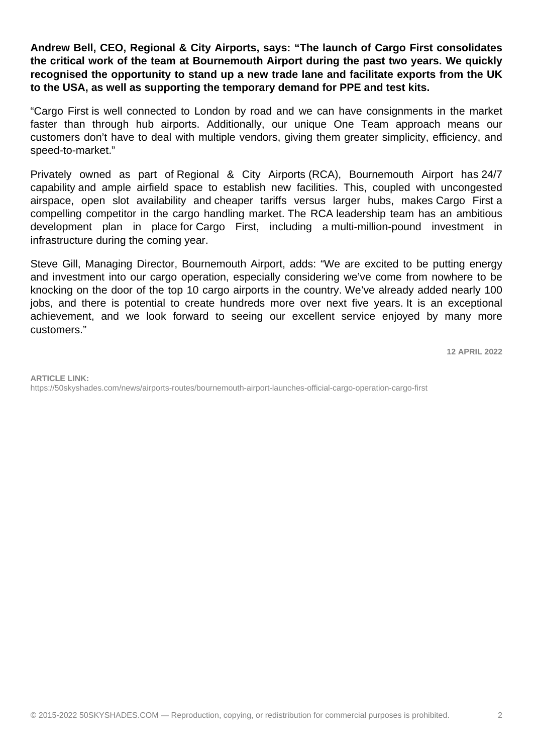**Andrew Bell, CEO, Regional & City Airports, says: "The launch of Cargo First consolidates the critical work of the team at Bournemouth Airport during the past two years. We quickly recognised the opportunity to stand up a new trade lane and facilitate exports from the UK to the USA, as well as supporting the temporary demand for PPE and test kits.**

"Cargo First is well connected to London by road and we can have consignments in the market faster than through hub airports. Additionally, our unique One Team approach means our customers don't have to deal with multiple vendors, giving them greater simplicity, efficiency, and speed-to-market."

Privately owned as part of Regional & City Airports (RCA), Bournemouth Airport has 24/7 capability and ample airfield space to establish new facilities. This, coupled with uncongested airspace, open slot availability and cheaper tariffs versus larger hubs, makes Cargo First a compelling competitor in the cargo handling market. The RCA leadership team has an ambitious development plan in place for Cargo First, including a multi-million-pound investment in infrastructure during the coming year.

Steve Gill, Managing Director, Bournemouth Airport, adds: "We are excited to be putting energy and investment into our cargo operation, especially considering we've come from nowhere to be knocking on the door of the top 10 cargo airports in the country. We've already added nearly 100 jobs, and there is potential to create hundreds more over next five years. It is an exceptional achievement, and we look forward to seeing our excellent service enjoyed by many more customers."

**12 APRIL 2022**

**ARTICLE LINK:**
https://50skyshades.com/news/airports-routes/bournemouth-airport-launches-official-cargo-operation-cargo-first

© 2015-2022 50SKYSHADES.COM — Reproduction, copying, or redistribution for commercial purposes is prohibited.